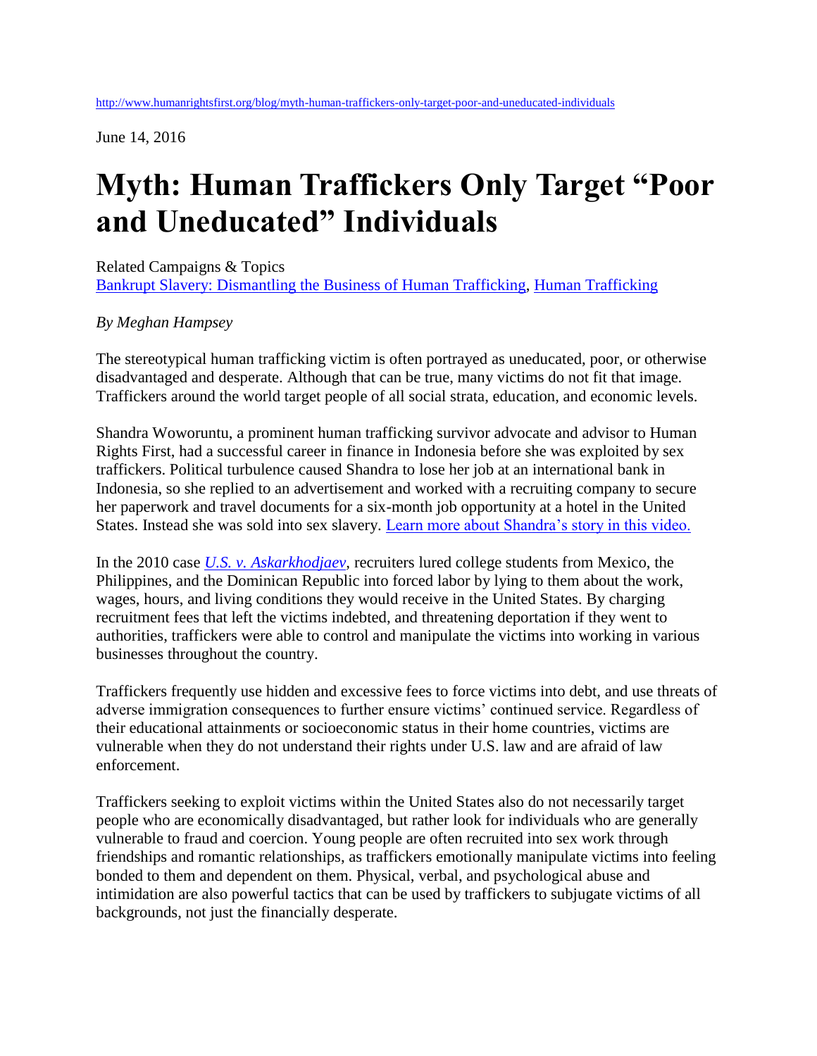http://www.humanrightsfirst.org/blog/myth-human-traffickers-only-target-poor-and-uneducated-individuals

June 14, 2016

# Myth: Human Traffickers Only Target "Poor and Uneducated" Individuals

Related Campaigns & Topics
[Bankrupt Slavery: Dismantling the Business of Human Trafficking](), [Human Trafficking]()

*By Meghan Hampsey*

The stereotypical human trafficking victim is often portrayed as uneducated, poor, or otherwise disadvantaged and desperate. Although that can be true, many victims do not fit that image. Traffickers around the world target people of all social strata, education, and economic levels.

Shandra Woworuntu, a prominent human trafficking survivor advocate and advisor to Human Rights First, had a successful career in finance in Indonesia before she was exploited by sex traffickers. Political turbulence caused Shandra to lose her job at an international bank in Indonesia, so she replied to an advertisement and worked with a recruiting company to secure her paperwork and travel documents for a six-month job opportunity at a hotel in the United States. Instead she was sold into sex slavery. [Learn more about Shandra's story in this video.]()

In the 2010 case [*U.S. v. Askarkhodjaev*](), recruiters lured college students from Mexico, the Philippines, and the Dominican Republic into forced labor by lying to them about the work, wages, hours, and living conditions they would receive in the United States. By charging recruitment fees that left the victims indebted, and threatening deportation if they went to authorities, traffickers were able to control and manipulate the victims into working in various businesses throughout the country.

Traffickers frequently use hidden and excessive fees to force victims into debt, and use threats of adverse immigration consequences to further ensure victims' continued service. Regardless of their educational attainments or socioeconomic status in their home countries, victims are vulnerable when they do not understand their rights under U.S. law and are afraid of law enforcement.

Traffickers seeking to exploit victims within the United States also do not necessarily target people who are economically disadvantaged, but rather look for individuals who are generally vulnerable to fraud and coercion. Young people are often recruited into sex work through friendships and romantic relationships, as traffickers emotionally manipulate victims into feeling bonded to them and dependent on them. Physical, verbal, and psychological abuse and intimidation are also powerful tactics that can be used by traffickers to subjugate victims of all backgrounds, not just the financially desperate.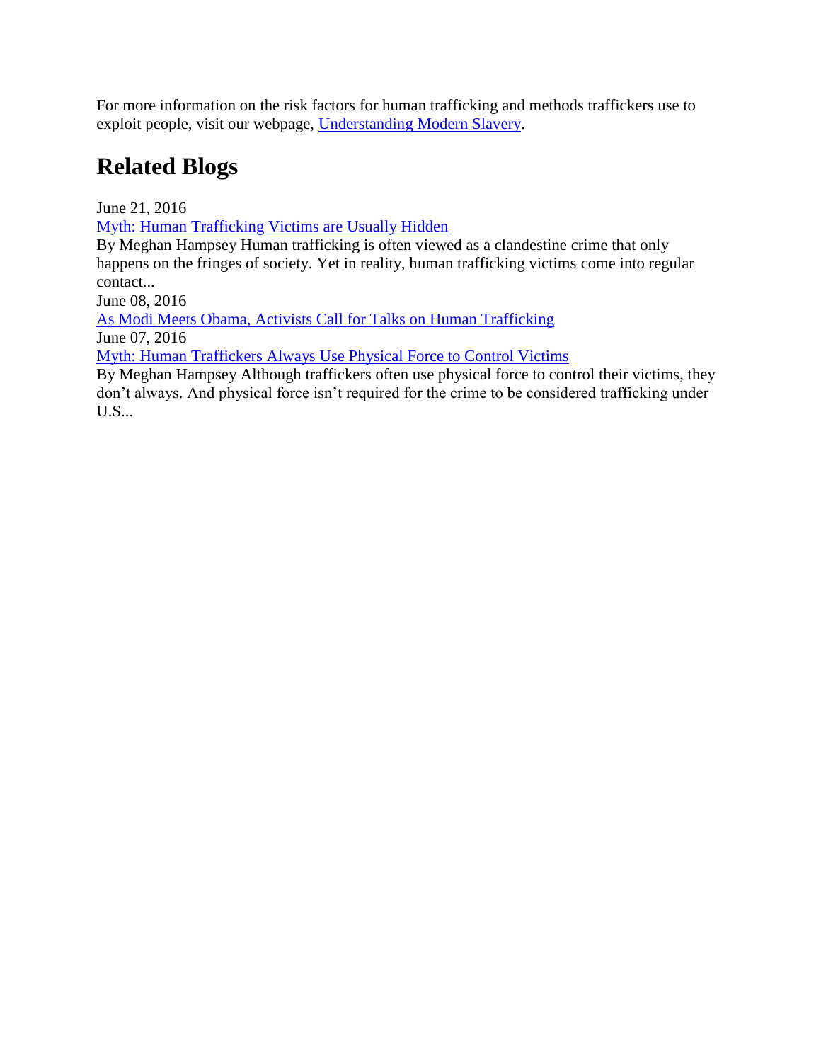For more information on the risk factors for human trafficking and methods traffickers use to exploit people, visit our webpage, Understanding Modern Slavery.

## Related Blogs

June 21, 2016

Myth: Human Trafficking Victims are Usually Hidden

By Meghan Hampsey Human trafficking is often viewed as a clandestine crime that only happens on the fringes of society. Yet in reality, human trafficking victims come into regular contact...

June 08, 2016

As Modi Meets Obama, Activists Call for Talks on Human Trafficking

June 07, 2016

Myth: Human Traffickers Always Use Physical Force to Control Victims

By Meghan Hampsey Although traffickers often use physical force to control their victims, they don't always. And physical force isn't required for the crime to be considered trafficking under U.S...